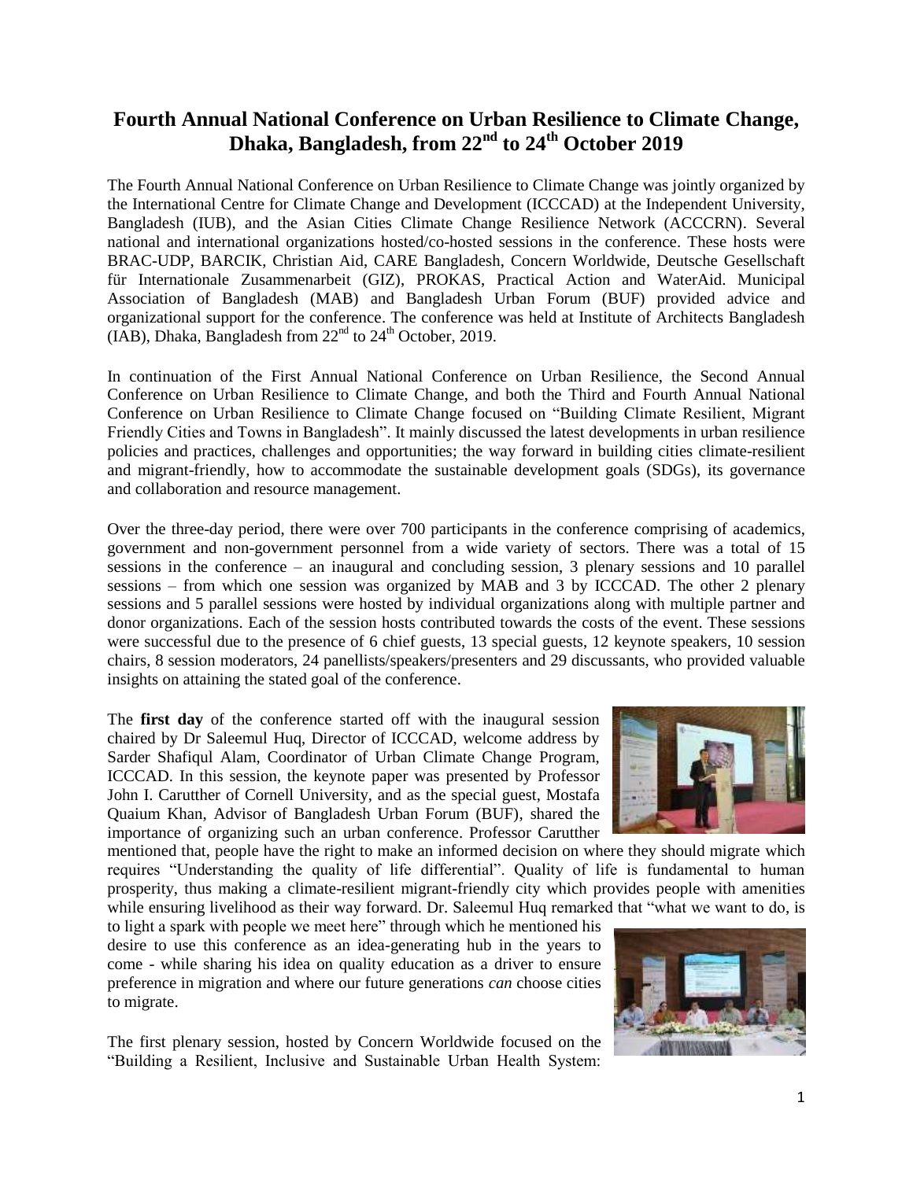# Fourth Annual National Conference on Urban Resilience to Climate Change, Dhaka, Bangladesh, from 22nd to 24th October 2019

The Fourth Annual National Conference on Urban Resilience to Climate Change was jointly organized by the International Centre for Climate Change and Development (ICCCAD) at the Independent University, Bangladesh (IUB), and the Asian Cities Climate Change Resilience Network (ACCCRN). Several national and international organizations hosted/co-hosted sessions in the conference. These hosts were BRAC-UDP, BARCIK, Christian Aid, CARE Bangladesh, Concern Worldwide, Deutsche Gesellschaft für Internationale Zusammenarbeit (GIZ), PROKAS, Practical Action and WaterAid. Municipal Association of Bangladesh (MAB) and Bangladesh Urban Forum (BUF) provided advice and organizational support for the conference. The conference was held at Institute of Architects Bangladesh (IAB), Dhaka, Bangladesh from 22nd to 24th October, 2019.

In continuation of the First Annual National Conference on Urban Resilience, the Second Annual Conference on Urban Resilience to Climate Change, and both the Third and Fourth Annual National Conference on Urban Resilience to Climate Change focused on "Building Climate Resilient, Migrant Friendly Cities and Towns in Bangladesh". It mainly discussed the latest developments in urban resilience policies and practices, challenges and opportunities; the way forward in building cities climate-resilient and migrant-friendly, how to accommodate the sustainable development goals (SDGs), its governance and collaboration and resource management.

Over the three-day period, there were over 700 participants in the conference comprising of academics, government and non-government personnel from a wide variety of sectors. There was a total of 15 sessions in the conference – an inaugural and concluding session, 3 plenary sessions and 10 parallel sessions – from which one session was organized by MAB and 3 by ICCCAD. The other 2 plenary sessions and 5 parallel sessions were hosted by individual organizations along with multiple partner and donor organizations. Each of the session hosts contributed towards the costs of the event. These sessions were successful due to the presence of 6 chief guests, 13 special guests, 12 keynote speakers, 10 session chairs, 8 session moderators, 24 panellists/speakers/presenters and 29 discussants, who provided valuable insights on attaining the stated goal of the conference.

The **first day** of the conference started off with the inaugural session chaired by Dr Saleemul Huq, Director of ICCCAD, welcome address by Sarder Shafiqul Alam, Coordinator of Urban Climate Change Program, ICCCAD. In this session, the keynote paper was presented by Professor John I. Carutther of Cornell University, and as the special guest, Mostafa Quaium Khan, Advisor of Bangladesh Urban Forum (BUF), shared the importance of organizing such an urban conference. Professor Carutther mentioned that, people have the right to make an informed decision on where they should migrate which requires "Understanding the quality of life differential". Quality of life is fundamental to human prosperity, thus making a climate-resilient migrant-friendly city which provides people with amenities while ensuring livelihood as their way forward. Dr. Saleemul Huq remarked that "what we want to do, is to light a spark with people we meet here" through which he mentioned his desire to use this conference as an idea-generating hub in the years to come - while sharing his idea on quality education as a driver to ensure preference in migration and where our future generations *can* choose cities to migrate.

The first plenary session, hosted by Concern Worldwide focused on the "Building a Resilient, Inclusive and Sustainable Urban Health System: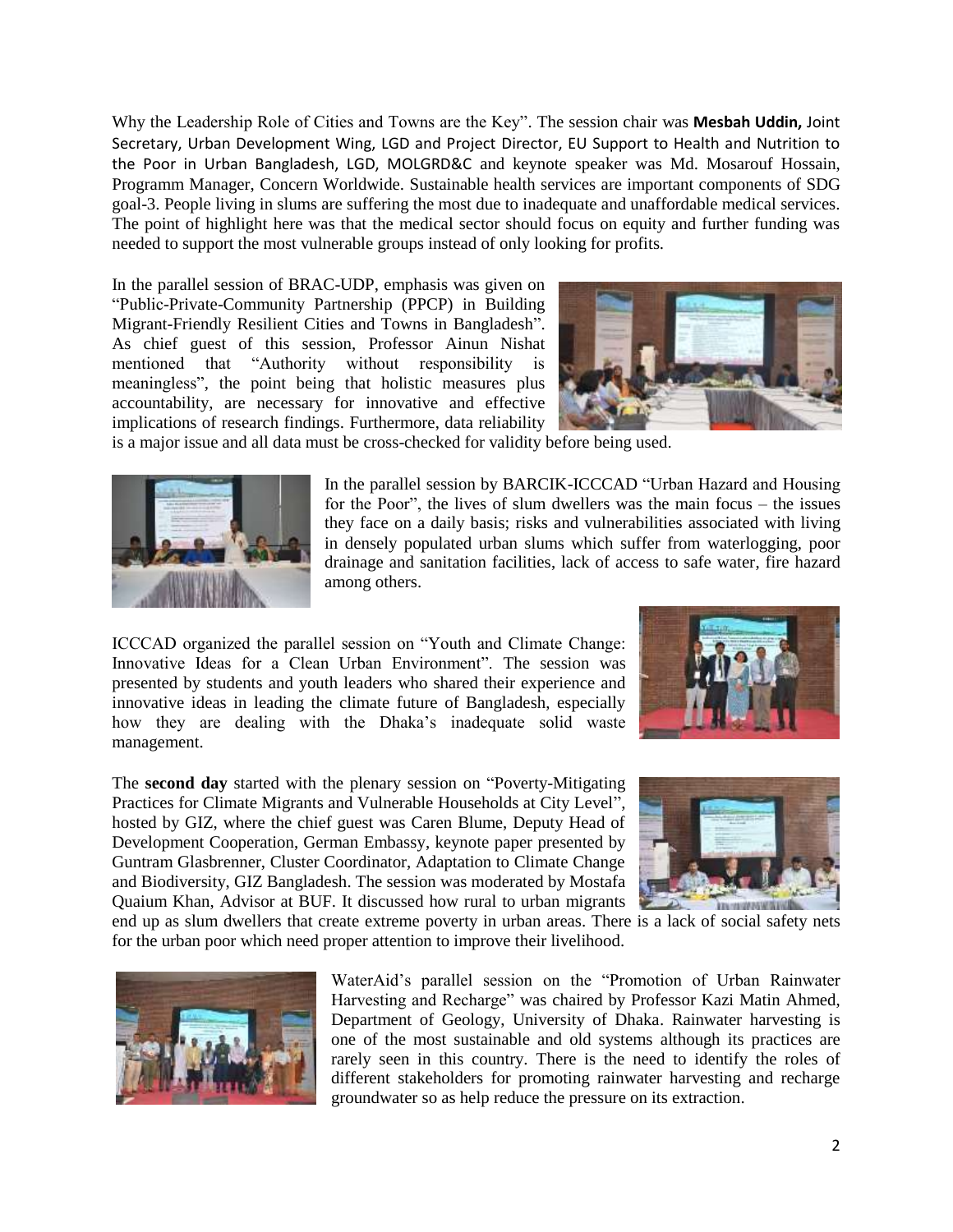Why the Leadership Role of Cities and Towns are the Key". The session chair was **Mesbah Uddin,** Joint Secretary, Urban Development Wing, LGD and Project Director, EU Support to Health and Nutrition to the Poor in Urban Bangladesh, LGD, MOLGRD&C and keynote speaker was Md. Mosarouf Hossain, Programm Manager, Concern Worldwide. Sustainable health services are important components of SDG goal-3. People living in slums are suffering the most due to inadequate and unaffordable medical services. The point of highlight here was that the medical sector should focus on equity and further funding was needed to support the most vulnerable groups instead of only looking for profits.

In the parallel session of BRAC-UDP, emphasis was given on "Public-Private-Community Partnership (PPCP) in Building Migrant-Friendly Resilient Cities and Towns in Bangladesh". As chief guest of this session, Professor Ainun Nishat mentioned that "Authority without responsibility is meaningless", the point being that holistic measures plus accountability, are necessary for innovative and effective implications of research findings. Furthermore, data reliability is a major issue and all data must be cross-checked for validity before being used.

In the parallel session by BARCIK-ICCCAD "Urban Hazard and Housing for the Poor", the lives of slum dwellers was the main focus – the issues they face on a daily basis; risks and vulnerabilities associated with living in densely populated urban slums which suffer from waterlogging, poor drainage and sanitation facilities, lack of access to safe water, fire hazard among others.

ICCCAD organized the parallel session on "Youth and Climate Change: Innovative Ideas for a Clean Urban Environment". The session was presented by students and youth leaders who shared their experience and innovative ideas in leading the climate future of Bangladesh, especially how they are dealing with the Dhaka's inadequate solid waste management.

The **second day** started with the plenary session on "Poverty-Mitigating Practices for Climate Migrants and Vulnerable Households at City Level", hosted by GIZ, where the chief guest was Caren Blume, Deputy Head of Development Cooperation, German Embassy, keynote paper presented by Guntram Glasbrenner, Cluster Coordinator, Adaptation to Climate Change and Biodiversity, GIZ Bangladesh. The session was moderated by Mostafa Quaium Khan, Advisor at BUF. It discussed how rural to urban migrants end up as slum dwellers that create extreme poverty in urban areas. There is a lack of social safety nets for the urban poor which need proper attention to improve their livelihood.

WaterAid's parallel session on the "Promotion of Urban Rainwater Harvesting and Recharge" was chaired by Professor Kazi Matin Ahmed, Department of Geology, University of Dhaka. Rainwater harvesting is one of the most sustainable and old systems although its practices are rarely seen in this country. There is the need to identify the roles of different stakeholders for promoting rainwater harvesting and recharge groundwater so as help reduce the pressure on its extraction.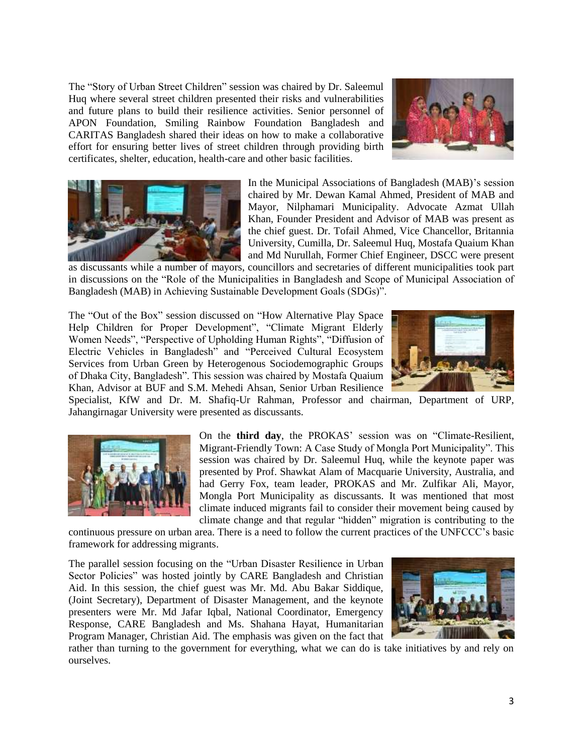The "Story of Urban Street Children" session was chaired by Dr. Saleemul Huq where several street children presented their risks and vulnerabilities and future plans to build their resilience activities. Senior personnel of APON Foundation, Smiling Rainbow Foundation Bangladesh and CARITAS Bangladesh shared their ideas on how to make a collaborative effort for ensuring better lives of street children through providing birth certificates, shelter, education, health-care and other basic facilities.

In the Municipal Associations of Bangladesh (MAB)'s session chaired by Mr. Dewan Kamal Ahmed, President of MAB and Mayor, Nilphamari Municipality. Advocate Azmat Ullah Khan, Founder President and Advisor of MAB was present as the chief guest. Dr. Tofail Ahmed, Vice Chancellor, Britannia University, Cumilla, Dr. Saleemul Huq, Mostafa Quaium Khan and Md Nurullah, Former Chief Engineer, DSCC were present as discussants while a number of mayors, councillors and secretaries of different municipalities took part in discussions on the "Role of the Municipalities in Bangladesh and Scope of Municipal Association of Bangladesh (MAB) in Achieving Sustainable Development Goals (SDGs)".

The "Out of the Box" session discussed on "How Alternative Play Space Help Children for Proper Development", "Climate Migrant Elderly Women Needs", "Perspective of Upholding Human Rights", "Diffusion of Electric Vehicles in Bangladesh" and "Perceived Cultural Ecosystem Services from Urban Green by Heterogenous Sociodemographic Groups of Dhaka City, Bangladesh". This session was chaired by Mostafa Quaium Khan, Advisor at BUF and S.M. Mehedi Ahsan, Senior Urban Resilience Specialist, KfW and Dr. M. Shafiq-Ur Rahman, Professor and chairman, Department of URP, Jahangirnagar University were presented as discussants.

On the **third day**, the PROKAS' session was on "Climate-Resilient, Migrant-Friendly Town: A Case Study of Mongla Port Municipality". This session was chaired by Dr. Saleemul Huq, while the keynote paper was presented by Prof. Shawkat Alam of Macquarie University, Australia, and had Gerry Fox, team leader, PROKAS and Mr. Zulfikar Ali, Mayor, Mongla Port Municipality as discussants. It was mentioned that most climate induced migrants fail to consider their movement being caused by climate change and that regular "hidden" migration is contributing to the continuous pressure on urban area. There is a need to follow the current practices of the UNFCCC's basic framework for addressing migrants.

The parallel session focusing on the "Urban Disaster Resilience in Urban Sector Policies" was hosted jointly by CARE Bangladesh and Christian Aid. In this session, the chief guest was Mr. Md. Abu Bakar Siddique, (Joint Secretary), Department of Disaster Management, and the keynote presenters were Mr. Md Jafar Iqbal, National Coordinator, Emergency Response, CARE Bangladesh and Ms. Shahana Hayat, Humanitarian Program Manager, Christian Aid. The emphasis was given on the fact that rather than turning to the government for everything, what we can do is take initiatives by and rely on ourselves.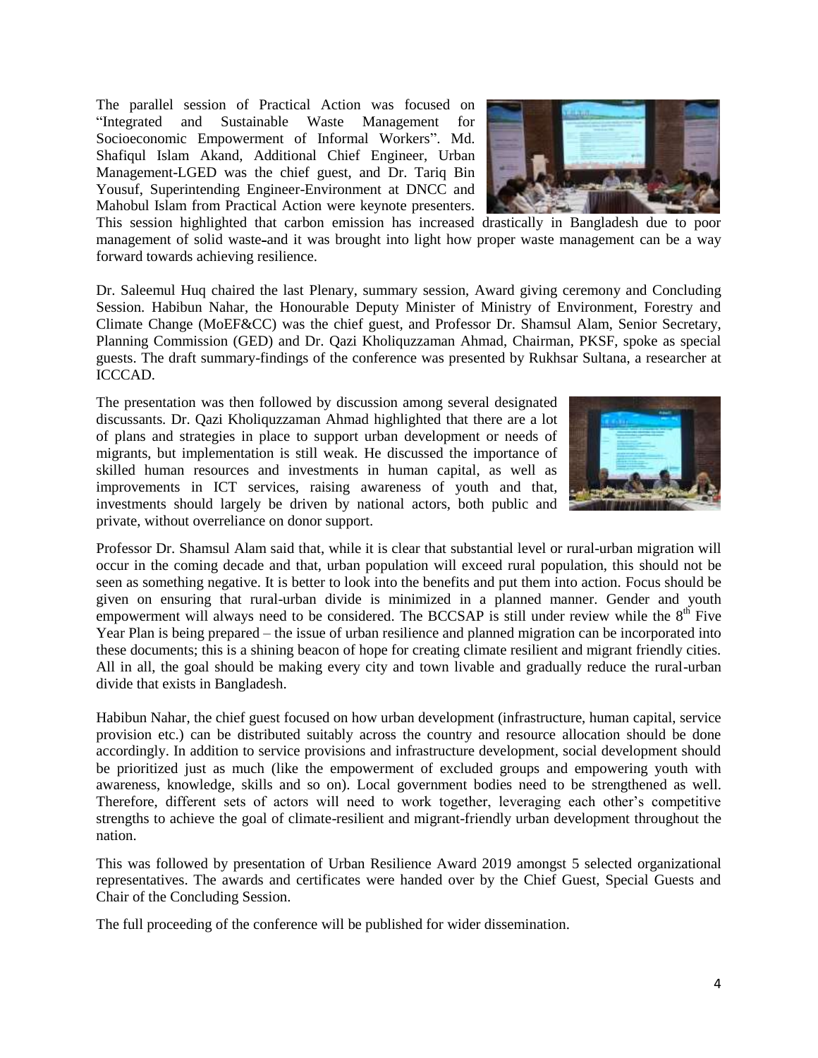The parallel session of Practical Action was focused on "Integrated and Sustainable Waste Management for Socioeconomic Empowerment of Informal Workers". Md. Shafiqul Islam Akand, Additional Chief Engineer, Urban Management-LGED was the chief guest, and Dr. Tariq Bin Yousuf, Superintending Engineer-Environment at DNCC and Mahobul Islam from Practical Action were keynote presenters. This session highlighted that carbon emission has increased drastically in Bangladesh due to poor management of solid waste-and it was brought into light how proper waste management can be a way forward towards achieving resilience.

Dr. Saleemul Huq chaired the last Plenary, summary session, Award giving ceremony and Concluding Session. Habibun Nahar, the Honourable Deputy Minister of Ministry of Environment, Forestry and Climate Change (MoEF&CC) was the chief guest, and Professor Dr. Shamsul Alam, Senior Secretary, Planning Commission (GED) and Dr. Qazi Kholiquzzaman Ahmad, Chairman, PKSF, spoke as special guests. The draft summary-findings of the conference was presented by Rukhsar Sultana, a researcher at ICCCAD.

The presentation was then followed by discussion among several designated discussants. Dr. Qazi Kholiquzzaman Ahmad highlighted that there are a lot of plans and strategies in place to support urban development or needs of migrants, but implementation is still weak. He discussed the importance of skilled human resources and investments in human capital, as well as improvements in ICT services, raising awareness of youth and that, investments should largely be driven by national actors, both public and private, without overreliance on donor support.

Professor Dr. Shamsul Alam said that, while it is clear that substantial level or rural-urban migration will occur in the coming decade and that, urban population will exceed rural population, this should not be seen as something negative. It is better to look into the benefits and put them into action. Focus should be given on ensuring that rural-urban divide is minimized in a planned manner. Gender and youth empowerment will always need to be considered. The BCCSAP is still under review while the 8th Five Year Plan is being prepared – the issue of urban resilience and planned migration can be incorporated into these documents; this is a shining beacon of hope for creating climate resilient and migrant friendly cities. All in all, the goal should be making every city and town livable and gradually reduce the rural-urban divide that exists in Bangladesh.

Habibun Nahar, the chief guest focused on how urban development (infrastructure, human capital, service provision etc.) can be distributed suitably across the country and resource allocation should be done accordingly. In addition to service provisions and infrastructure development, social development should be prioritized just as much (like the empowerment of excluded groups and empowering youth with awareness, knowledge, skills and so on). Local government bodies need to be strengthened as well. Therefore, different sets of actors will need to work together, leveraging each other's competitive strengths to achieve the goal of climate-resilient and migrant-friendly urban development throughout the nation.

This was followed by presentation of Urban Resilience Award 2019 amongst 5 selected organizational representatives. The awards and certificates were handed over by the Chief Guest, Special Guests and Chair of the Concluding Session.

The full proceeding of the conference will be published for wider dissemination.